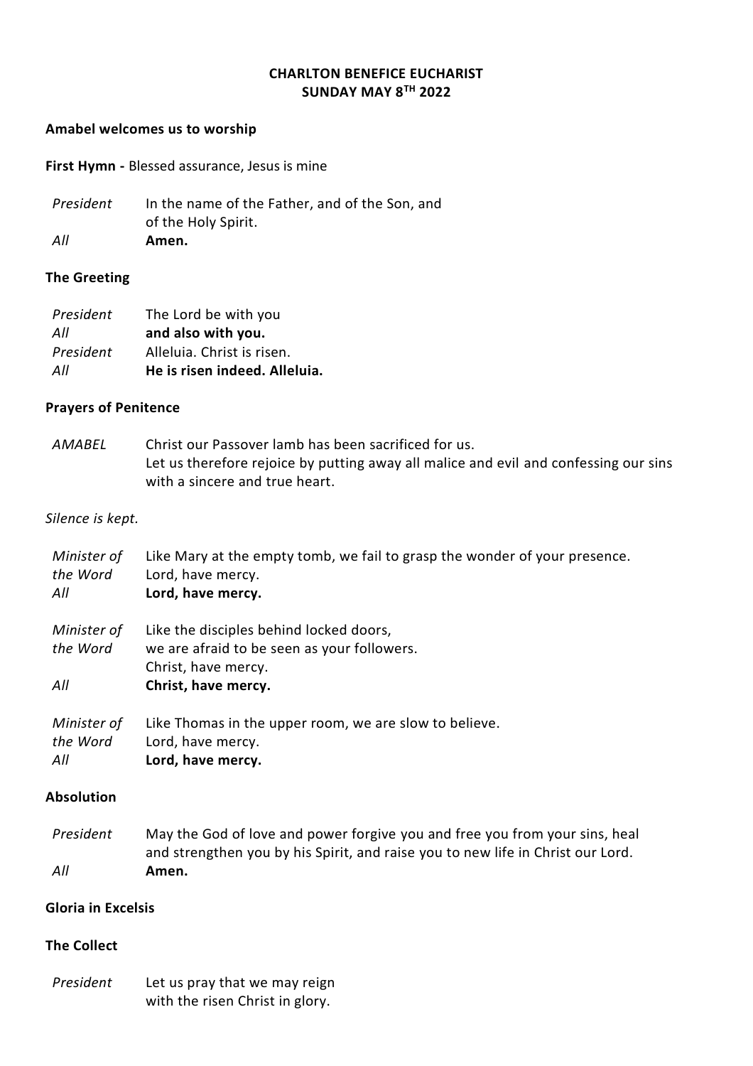# CHARLTON BENEFICE EUCHARIST
## SUNDAY MAY 8TH 2022

**Amabel welcomes us to worship**

**First Hymn -** Blessed assurance, Jesus is mine

| | |
|---|---|
| *President* | In the name of the Father, and of the Son, and of the Holy Spirit. |
| *All* | **Amen.** |

**The Greeting**

| | |
|---|---|
| *President* | The Lord be with you |
| *All* | **and also with you.** |
| *President* | Alleluia. Christ is risen. |
| *All* | **He is risen indeed. Alleluia.** |

**Prayers of Penitence**

| | |
|---|---|
| *AMABEL* | Christ our Passover lamb has been sacrificed for us. Let us therefore rejoice by putting away all malice and evil and confessing our sins with a sincere and true heart. |

*Silence is kept.*

| | |
|---|---|
| *Minister of the Word* | Like Mary at the empty tomb, we fail to grasp the wonder of your presence. Lord, have mercy. |
| *All* | **Lord, have mercy.** |
| *Minister of the Word* | Like the disciples behind locked doors, we are afraid to be seen as your followers. Christ, have mercy. |
| *All* | **Christ, have mercy.** |
| *Minister of the Word* | Like Thomas in the upper room, we are slow to believe. Lord, have mercy. |
| *All* | **Lord, have mercy.** |

**Absolution**

| | |
|---|---|
| *President* | May the God of love and power forgive you and free you from your sins, heal and strengthen you by his Spirit, and raise you to new life in Christ our Lord. |
| *All* | **Amen.** |

**Gloria in Excelsis**

**The Collect**

| | |
|---|---|
| *President* | Let us pray that we may reign with the risen Christ in glory. |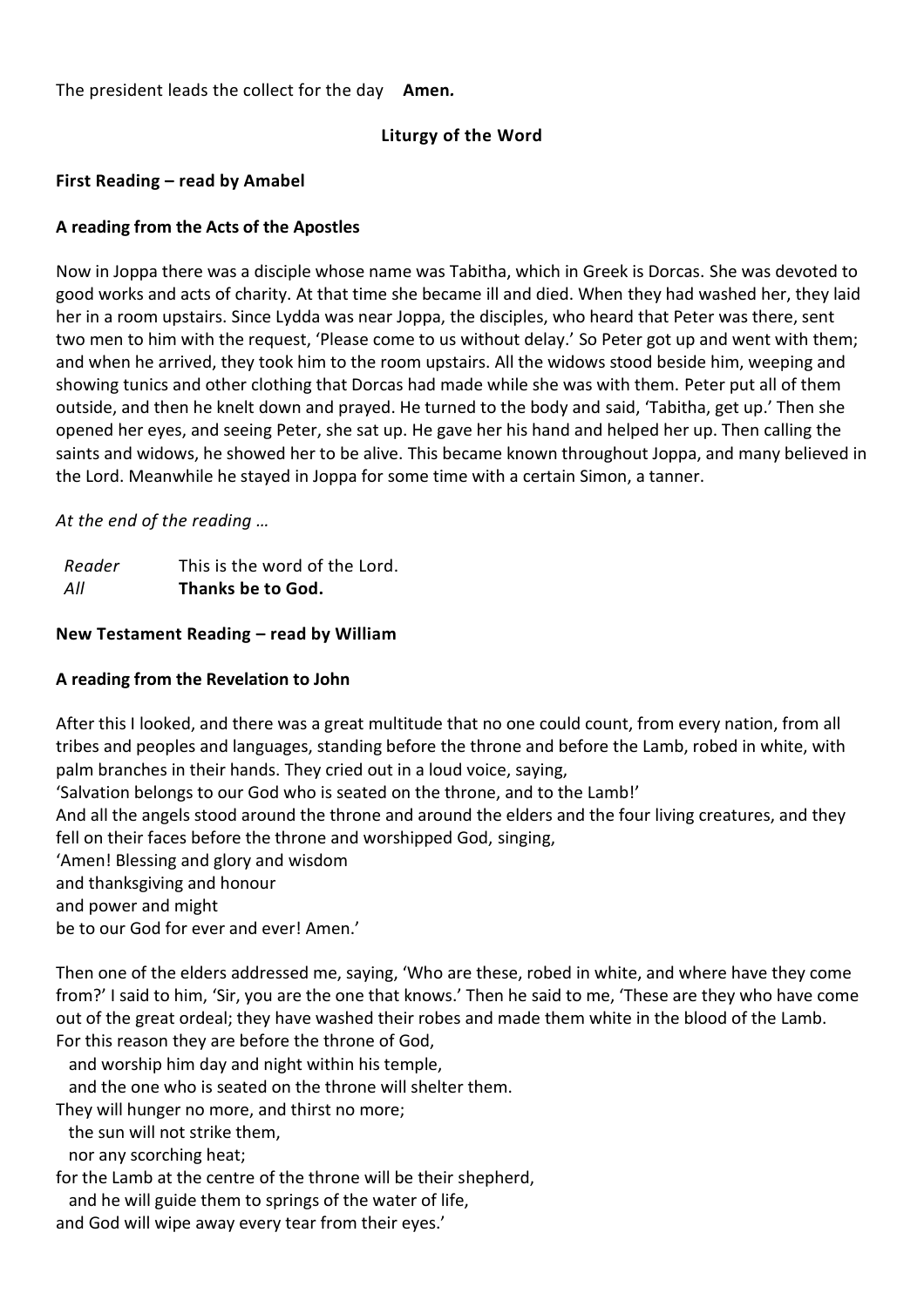The president leads the collect for the day **Amen.**

## Liturgy of the Word

**First Reading – read by Amabel**

**A reading from the Acts of the Apostles**

Now in Joppa there was a disciple whose name was Tabitha, which in Greek is Dorcas. She was devoted to good works and acts of charity. At that time she became ill and died. When they had washed her, they laid her in a room upstairs. Since Lydda was near Joppa, the disciples, who heard that Peter was there, sent two men to him with the request, 'Please come to us without delay.' So Peter got up and went with them; and when he arrived, they took him to the room upstairs. All the widows stood beside him, weeping and showing tunics and other clothing that Dorcas had made while she was with them. Peter put all of them outside, and then he knelt down and prayed. He turned to the body and said, 'Tabitha, get up.' Then she opened her eyes, and seeing Peter, she sat up. He gave her his hand and helped her up. Then calling the saints and widows, he showed her to be alive. This became known throughout Joppa, and many believed in the Lord. Meanwhile he stayed in Joppa for some time with a certain Simon, a tanner.

*At the end of the reading …*

*Reader* This is the word of the Lord.
*All* **Thanks be to God.**

**New Testament Reading – read by William**

**A reading from the Revelation to John**

After this I looked, and there was a great multitude that no one could count, from every nation, from all tribes and peoples and languages, standing before the throne and before the Lamb, robed in white, with palm branches in their hands. They cried out in a loud voice, saying,
'Salvation belongs to our God who is seated on the throne, and to the Lamb!'
And all the angels stood around the throne and around the elders and the four living creatures, and they fell on their faces before the throne and worshipped God, singing,
'Amen! Blessing and glory and wisdom
and thanksgiving and honour
and power and might
be to our God for ever and ever! Amen.'

Then one of the elders addressed me, saying, 'Who are these, robed in white, and where have they come from?' I said to him, 'Sir, you are the one that knows.' Then he said to me, 'These are they who have come out of the great ordeal; they have washed their robes and made them white in the blood of the Lamb.
For this reason they are before the throne of God,
  and worship him day and night within his temple,
  and the one who is seated on the throne will shelter them.
They will hunger no more, and thirst no more;
  the sun will not strike them,
  nor any scorching heat;
for the Lamb at the centre of the throne will be their shepherd,
  and he will guide them to springs of the water of life,
and God will wipe away every tear from their eyes.'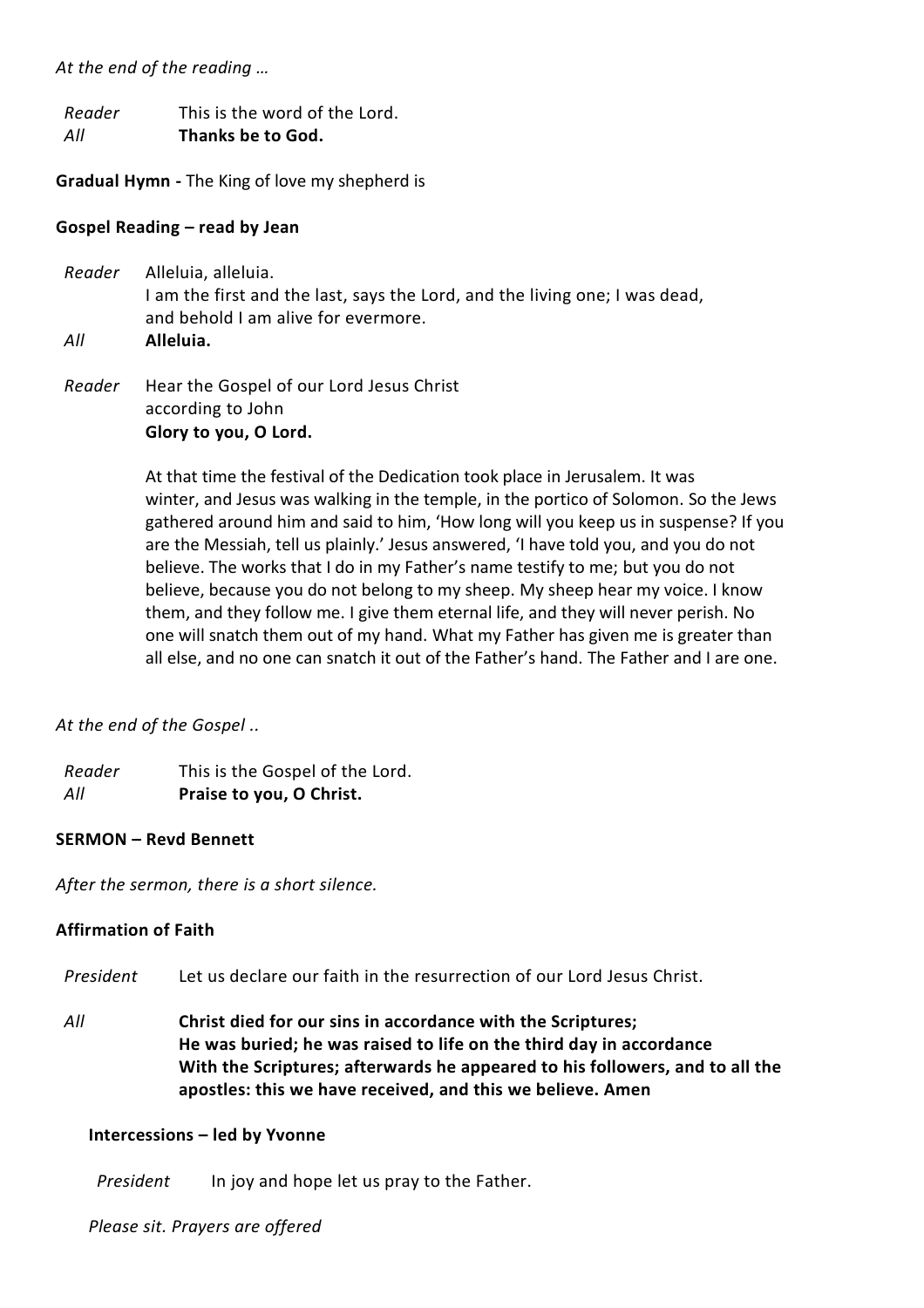*At the end of the reading …*

| | |
|---|---|
| *Reader* | This is the word of the Lord. |
| *All* | **Thanks be to God.** |

**Gradual Hymn -** The King of love my shepherd is

**Gospel Reading – read by Jean**

*Reader* Alleluia, alleluia.
I am the first and the last, says the Lord, and the living one; I was dead, and behold I am alive for evermore.

*All* **Alleluia.**

*Reader* Hear the Gospel of our Lord Jesus Christ
according to John
**Glory to you, O Lord.**

At that time the festival of the Dedication took place in Jerusalem. It was winter, and Jesus was walking in the temple, in the portico of Solomon. So the Jews gathered around him and said to him, 'How long will you keep us in suspense? If you are the Messiah, tell us plainly.' Jesus answered, 'I have told you, and you do not believe. The works that I do in my Father's name testify to me; but you do not believe, because you do not belong to my sheep. My sheep hear my voice. I know them, and they follow me. I give them eternal life, and they will never perish. No one will snatch them out of my hand. What my Father has given me is greater than all else, and no one can snatch it out of the Father's hand. The Father and I are one.

*At the end of the Gospel ..*

| | |
|---|---|
| *Reader* | This is the Gospel of the Lord. |
| *All* | **Praise to you, O Christ.** |

**SERMON – Revd Bennett**

*After the sermon, there is a short silence.*

**Affirmation of Faith**

*President* Let us declare our faith in the resurrection of our Lord Jesus Christ.

*All* **Christ died for our sins in accordance with the Scriptures;
He was buried; he was raised to life on the third day in accordance
With the Scriptures; afterwards he appeared to his followers, and to all the apostles: this we have received, and this we believe. Amen**

**Intercessions – led by Yvonne**

*President* In joy and hope let us pray to the Father.

*Please sit. Prayers are offered*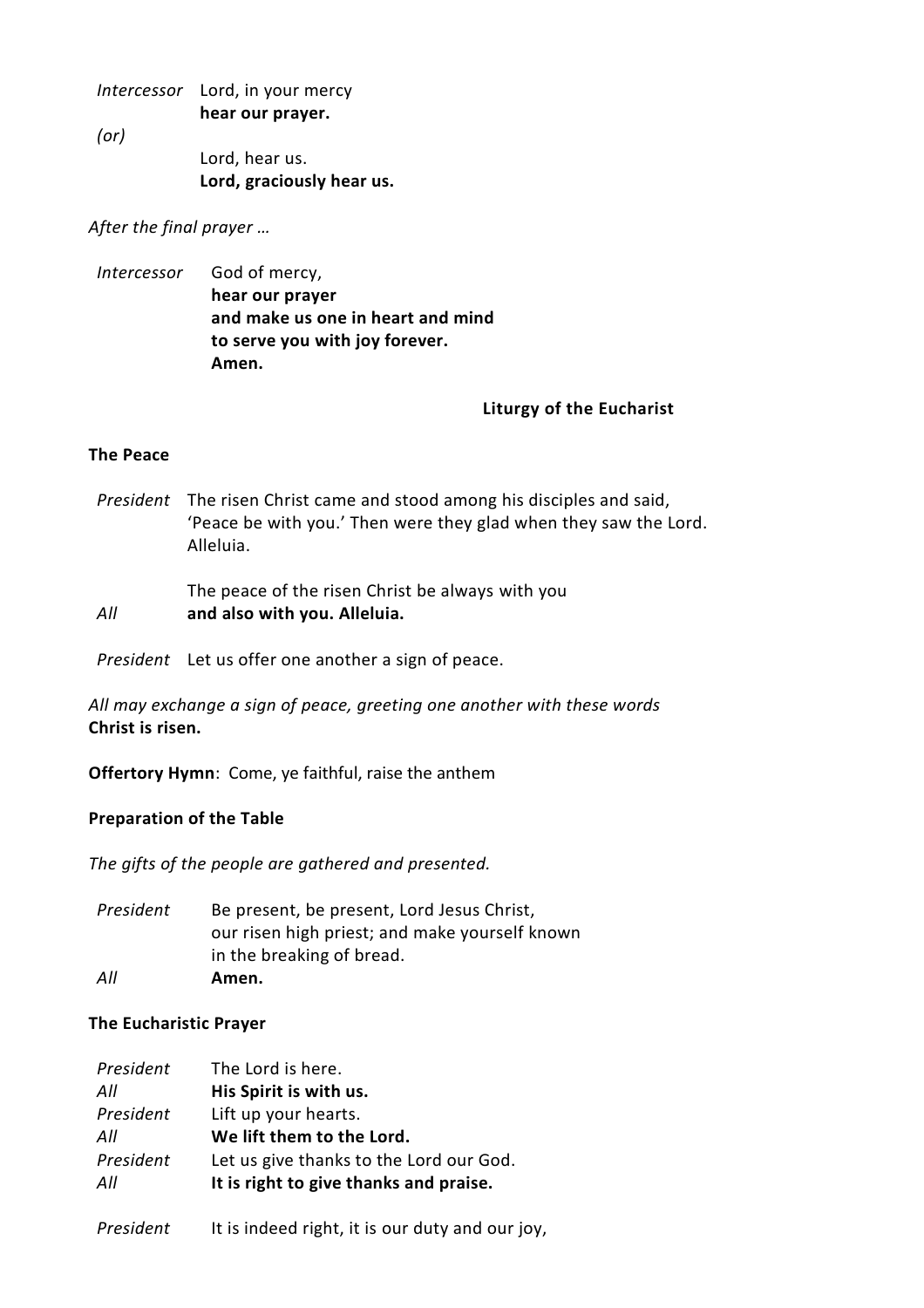*Intercessor* Lord, in your mercy
**hear our prayer.**

*(or)*

Lord, hear us.
**Lord, graciously hear us.**

*After the final prayer …*

*Intercessor* God of mercy,
**hear our prayer**
**and make us one in heart and mind**
**to serve you with joy forever.**
**Amen.**

## Liturgy of the Eucharist

### The Peace

*President* The risen Christ came and stood among his disciples and said, 'Peace be with you.' Then were they glad when they saw the Lord. Alleluia.

The peace of the risen Christ be always with you

*All* **and also with you. Alleluia.**

*President* Let us offer one another a sign of peace.

*All may exchange a sign of peace, greeting one another with these words*
**Christ is risen.**

**Offertory Hymn**: Come, ye faithful, raise the anthem

### Preparation of the Table

*The gifts of the people are gathered and presented.*

*President* Be present, be present, Lord Jesus Christ,
our risen high priest; and make yourself known
in the breaking of bread.

*All* **Amen.**

### The Eucharistic Prayer

*President* The Lord is here.
*All* **His Spirit is with us.**
*President* Lift up your hearts.
*All* **We lift them to the Lord.**
*President* Let us give thanks to the Lord our God.
*All* **It is right to give thanks and praise.**

*President* It is indeed right, it is our duty and our joy,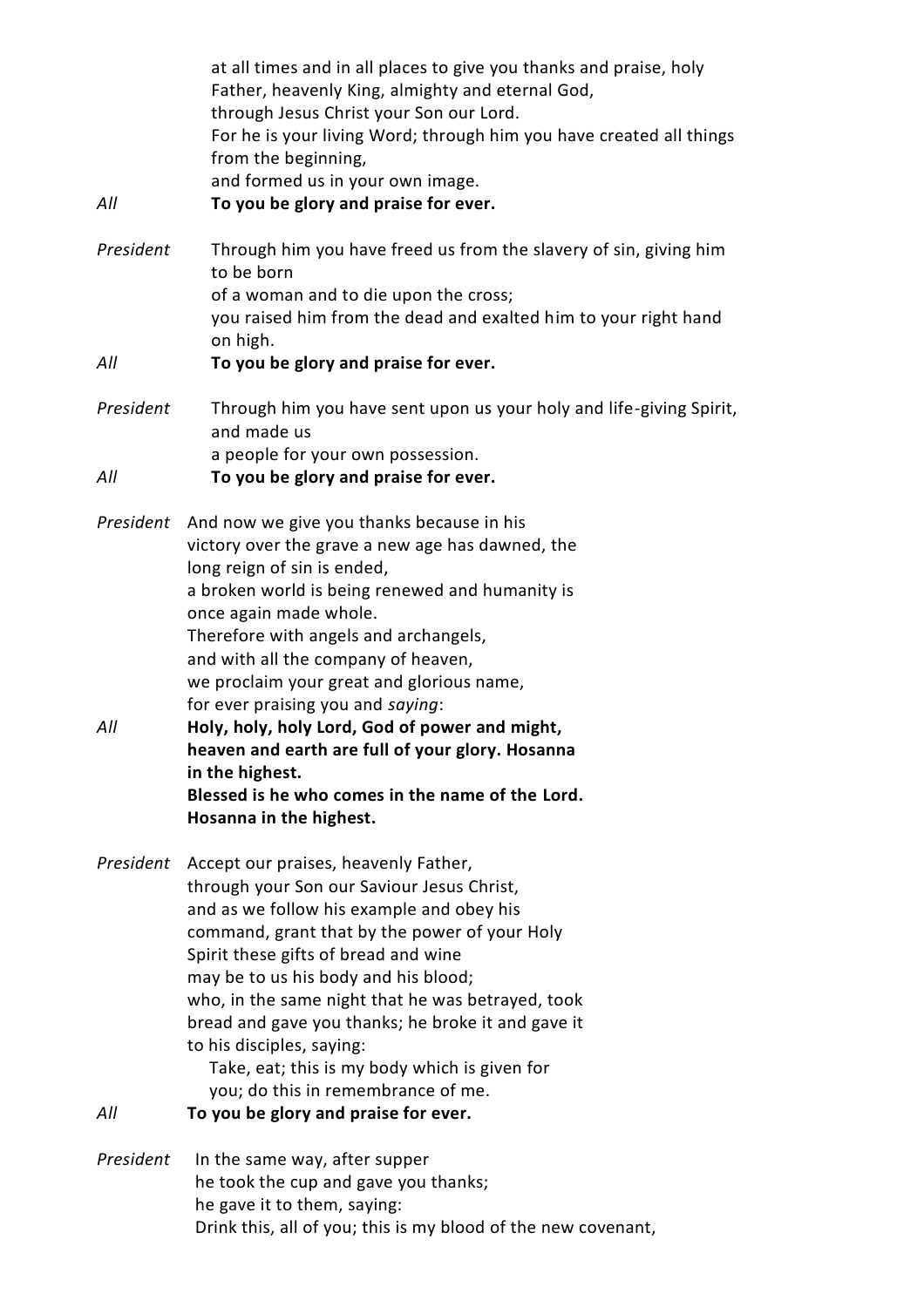at all times and in all places to give you thanks and praise, holy Father, heavenly King, almighty and eternal God,
through Jesus Christ your Son our Lord.
For he is your living Word; through him you have created all things from the beginning,
and formed us in your own image.

*All* **To you be glory and praise for ever.**

*President* Through him you have freed us from the slavery of sin, giving him to be born
of a woman and to die upon the cross;
you raised him from the dead and exalted him to your right hand on high.

*All* **To you be glory and praise for ever.**

*President* Through him you have sent upon us your holy and life-giving Spirit, and made us
a people for your own possession.

*All* **To you be glory and praise for ever.**

*President* And now we give you thanks because in his victory over the grave a new age has dawned, the long reign of sin is ended,
a broken world is being renewed and humanity is once again made whole.
Therefore with angels and archangels,
and with all the company of heaven,
we proclaim your great and glorious name,
for ever praising you and *saying*:

*All* **Holy, holy, holy Lord, God of power and might,**
**heaven and earth are full of your glory. Hosanna in the highest.**
**Blessed is he who comes in the name of the Lord.**
**Hosanna in the highest.**

*President* Accept our praises, heavenly Father,
through your Son our Saviour Jesus Christ,
and as we follow his example and obey his command, grant that by the power of your Holy Spirit these gifts of bread and wine
may be to us his body and his blood;
who, in the same night that he was betrayed, took bread and gave you thanks; he broke it and gave it to his disciples, saying:
Take, eat; this is my body which is given for you; do this in remembrance of me.

*All* **To you be glory and praise for ever.**

*President* In the same way, after supper
he took the cup and gave you thanks;
he gave it to them, saying:
Drink this, all of you; this is my blood of the new covenant,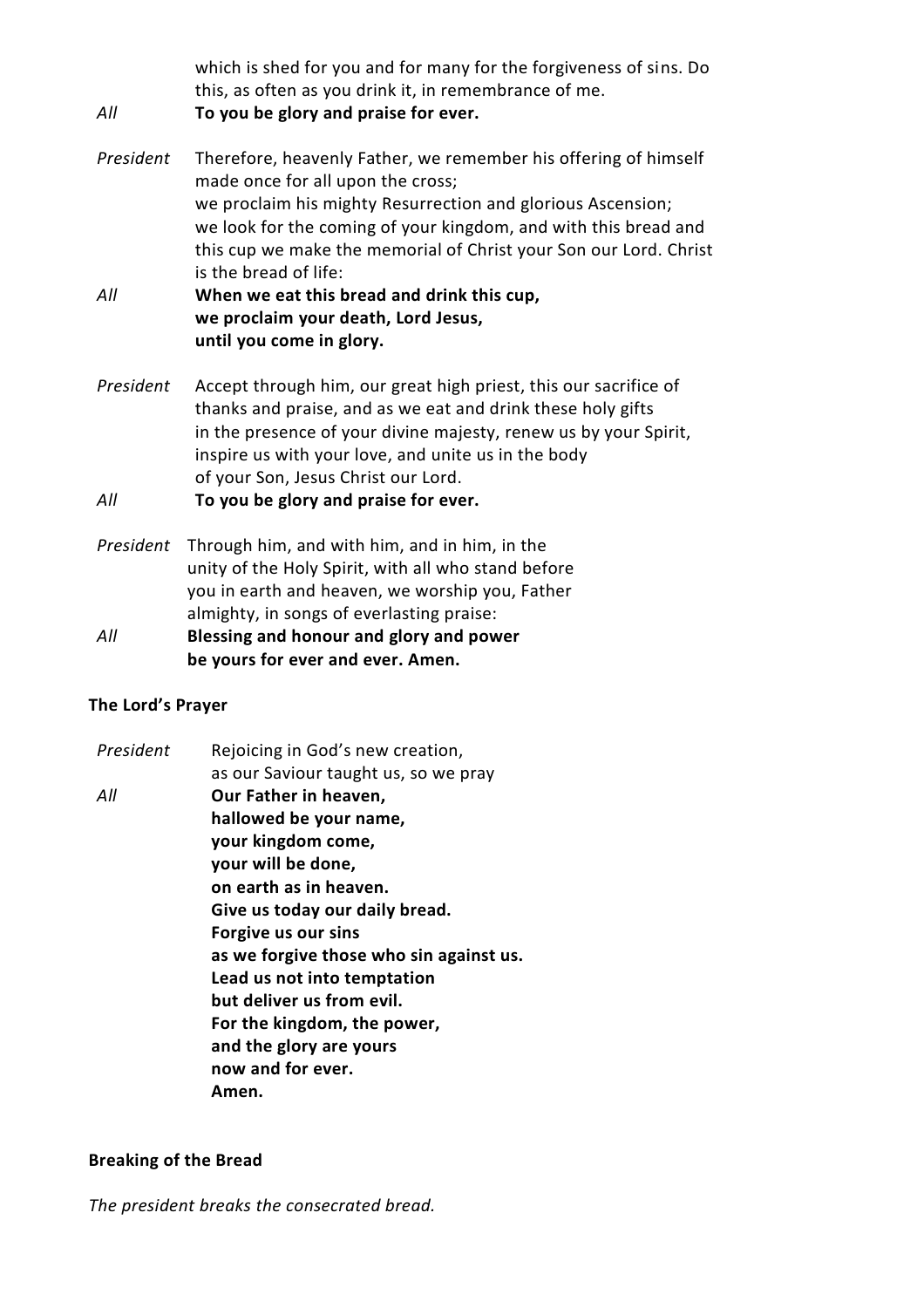which is shed for you and for many for the forgiveness of sins. Do this, as often as you drink it, in remembrance of me.

*All* **To you be glory and praise for ever.**

*President* Therefore, heavenly Father, we remember his offering of himself made once for all upon the cross;
we proclaim his mighty Resurrection and glorious Ascension;
we look for the coming of your kingdom, and with this bread and this cup we make the memorial of Christ your Son our Lord. Christ is the bread of life:

*All* **When we eat this bread and drink this cup,**
**we proclaim your death, Lord Jesus,**
**until you come in glory.**

*President* Accept through him, our great high priest, this our sacrifice of thanks and praise, and as we eat and drink these holy gifts in the presence of your divine majesty, renew us by your Spirit, inspire us with your love, and unite us in the body of your Son, Jesus Christ our Lord.

*All* **To you be glory and praise for ever.**

*President* Through him, and with him, and in him, in the unity of the Holy Spirit, with all who stand before you in earth and heaven, we worship you, Father almighty, in songs of everlasting praise:

*All* **Blessing and honour and glory and power**
**be yours for ever and ever. Amen.**

**The Lord's Prayer**

*President* Rejoicing in God's new creation,
as our Saviour taught us, so we pray

*All* **Our Father in heaven,**
**hallowed be your name,**
**your kingdom come,**
**your will be done,**
**on earth as in heaven.**
**Give us today our daily bread.**
**Forgive us our sins**
**as we forgive those who sin against us.**
**Lead us not into temptation**
**but deliver us from evil.**
**For the kingdom, the power,**
**and the glory are yours**
**now and for ever.**
**Amen.**

**Breaking of the Bread**

*The president breaks the consecrated bread.*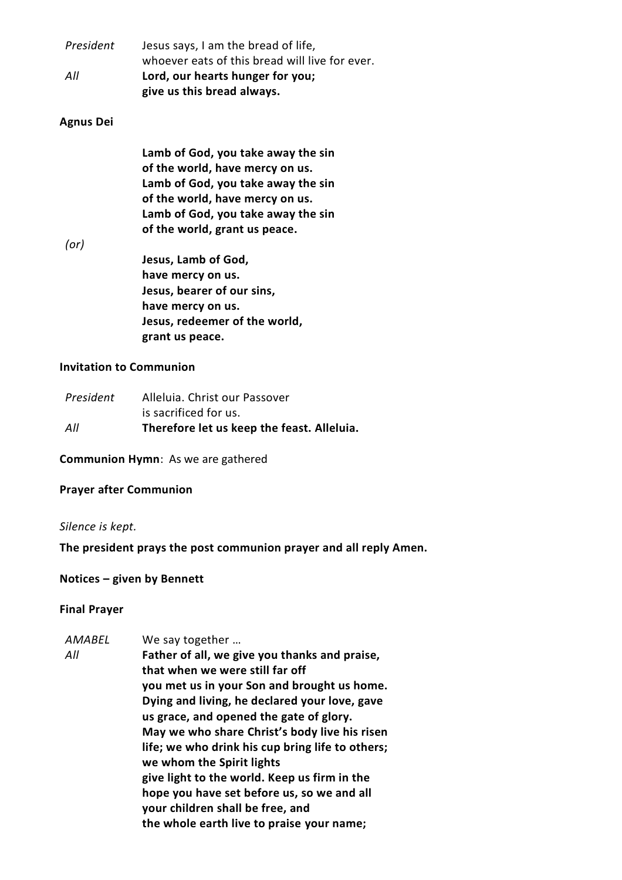*President* Jesus says, I am the bread of life,
whoever eats of this bread will live for ever.

*All* **Lord, our hearts hunger for you;**
**give us this bread always.**

**Agnus Dei**

**Lamb of God, you take away the sin**
**of the world, have mercy on us.**
**Lamb of God, you take away the sin**
**of the world, have mercy on us.**
**Lamb of God, you take away the sin**
**of the world, grant us peace.**

*(or)*

**Jesus, Lamb of God,**
**have mercy on us.**
**Jesus, bearer of our sins,**
**have mercy on us.**
**Jesus, redeemer of the world,**
**grant us peace.**

**Invitation to Communion**

*President* Alleluia. Christ our Passover
is sacrificed for us.

*All* **Therefore let us keep the feast. Alleluia.**

**Communion Hymn**: As we are gathered

**Prayer after Communion**

*Silence is kept.*

**The president prays the post communion prayer and all reply Amen.**

**Notices – given by Bennett**

**Final Prayer**

*AMABEL* We say together …

*All* **Father of all, we give you thanks and praise,**
**that when we were still far off**
**you met us in your Son and brought us home.**
**Dying and living, he declared your love, gave**
**us grace, and opened the gate of glory.**
**May we who share Christ's body live his risen**
**life; we who drink his cup bring life to others;**
**we whom the Spirit lights**
**give light to the world. Keep us firm in the**
**hope you have set before us, so we and all**
**your children shall be free, and**
**the whole earth live to praise your name;**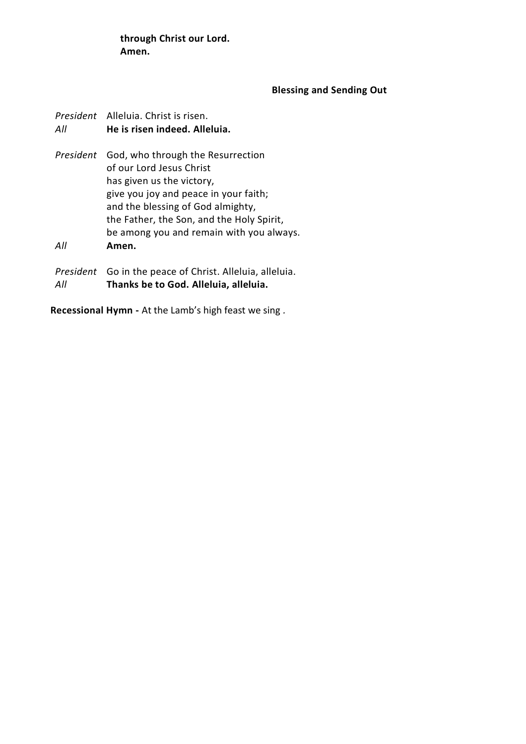**through Christ our Lord.**
**Amen.**

### Blessing and Sending Out

*President* Alleluia. Christ is risen.
*All* **He is risen indeed. Alleluia.**

*President* God, who through the Resurrection
of our Lord Jesus Christ
has given us the victory,
give you joy and peace in your faith;
and the blessing of God almighty,
the Father, the Son, and the Holy Spirit,
be among you and remain with you always.
*All* **Amen.**

*President* Go in the peace of Christ. Alleluia, alleluia.
*All* **Thanks be to God. Alleluia, alleluia.**

**Recessional Hymn -** At the Lamb's high feast we sing .